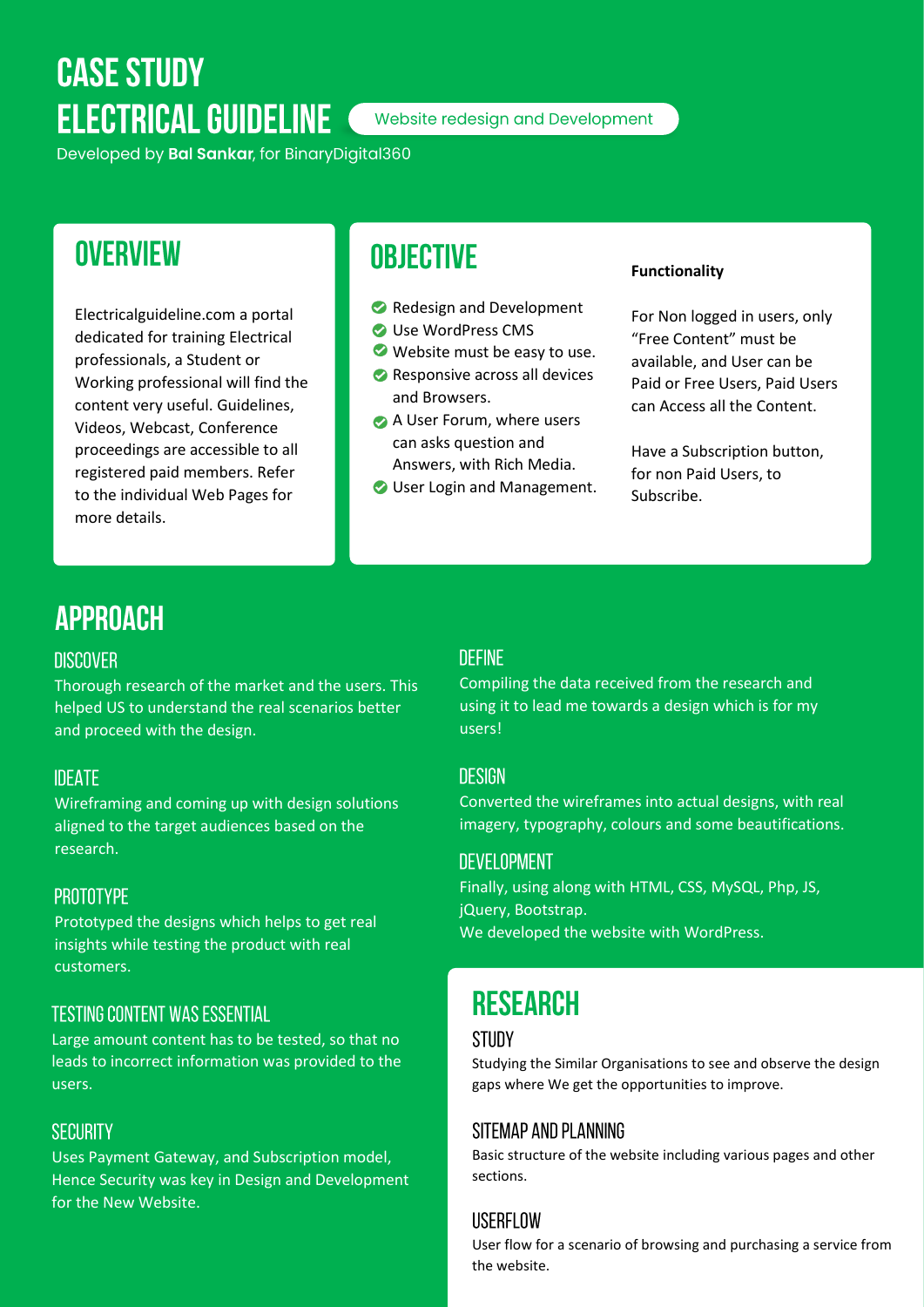# CASE STUDY
# ELECTRICAL GUIDELINE

Website redesign and Development

Developed by **Bal Sankar**, for BinaryDigital360

## OVERVIEW

Electricalguideline.com a portal dedicated for training Electrical professionals, a Student or Working professional will find the content very useful. Guidelines, Videos, Webcast, Conference proceedings are accessible to all registered paid members. Refer to the individual Web Pages for more details.

## OBJECTIVE

- Redesign and Development
- Use WordPress CMS
- Website must be easy to use.
- Responsive across all devices and Browsers.
- A User Forum, where users can asks question and Answers, with Rich Media.
- User Login and Management.

**Functionality**

For Non logged in users, only "Free Content" must be available, and User can be Paid or Free Users, Paid Users can Access all the Content.

Have a Subscription button, for non Paid Users, to Subscribe.

## APPROACH

### DISCOVER

Thorough research of the market and the users. This helped US to understand the real scenarios better and proceed with the design.

### DEFINE

Compiling the data received from the research and using it to lead me towards a design which is for my users!

### IDEATE

Wireframing and coming up with design solutions aligned to the target audiences based on the research.

### DESIGN

Converted the wireframes into actual designs, with real imagery, typography, colours and some beautifications.

### DEVELOPMENT

Finally, using along with HTML, CSS, MySQL, Php, JS, jQuery, Bootstrap.
We developed the website with WordPress.

### PROTOTYPE

Prototyped the designs which helps to get real insights while testing the product with real customers.

### TESTING CONTENT WAS ESSENTIAL

Large amount content has to be tested, so that no leads to incorrect information was provided to the users.

### SECURITY

Uses Payment Gateway, and Subscription model, Hence Security was key in Design and Development for the New Website.

## RESEARCH

### STUDY

Studying the Similar Organisations to see and observe the design gaps where We get the opportunities to improve.

### SITEMAP AND PLANNING

Basic structure of the website including various pages and other sections.

### USERFLOW

User flow for a scenario of browsing and purchasing a service from the website.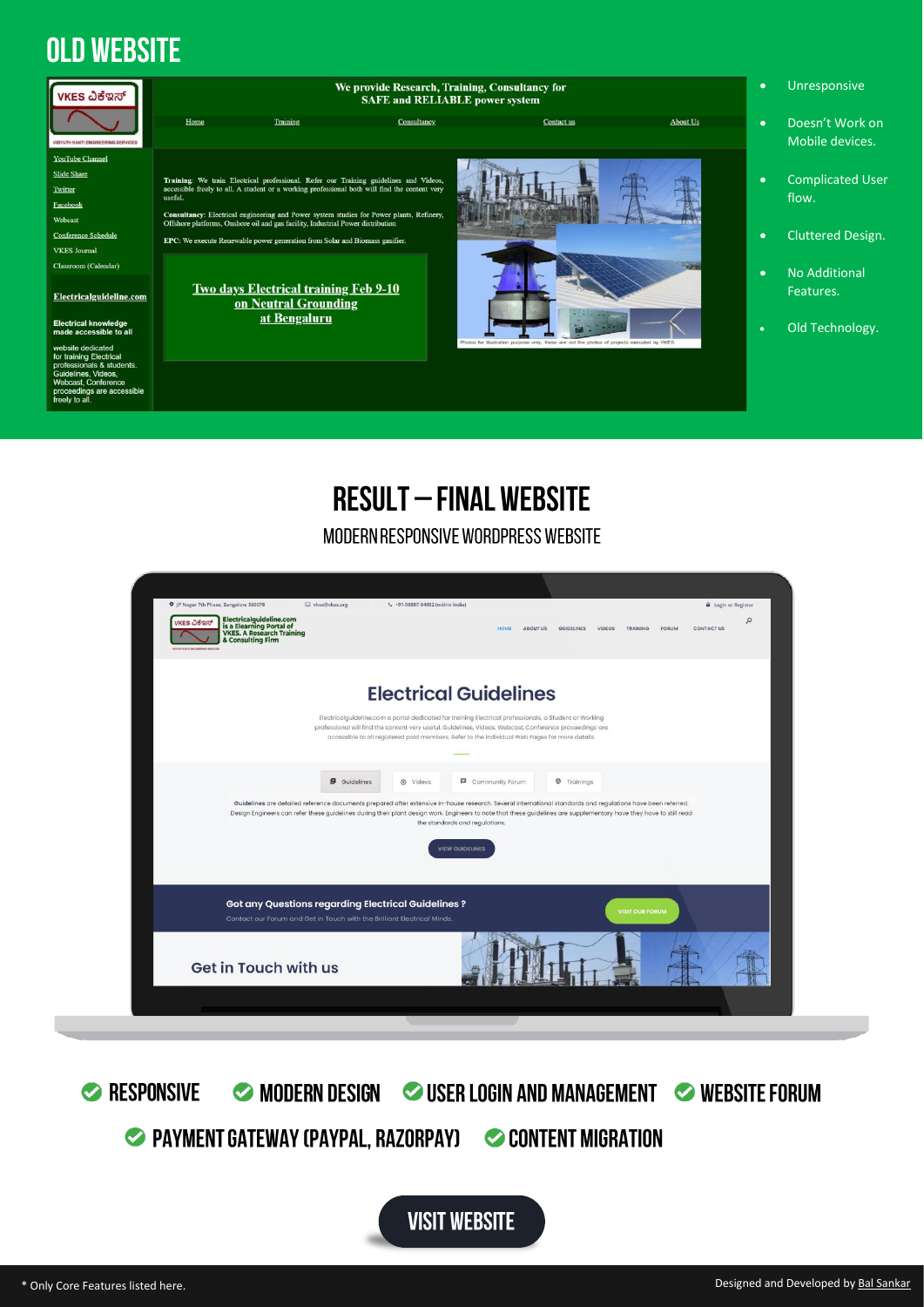# OLD WEBSITE

- Unresponsive
- Doesn't Work on Mobile devices.
- Complicated User flow.
- Cluttered Design.
- No Additional Features.
- Old Technology.

# RESULT – FINAL WEBSITE

## MODERN RESPONSIVE WORDPRESS WEBSITE

- RESPONSIVE
- MODERN DESIGN
- USER LOGIN AND MANAGEMENT
- WEBSITE FORUM
- PAYMENT GATEWAY (PAYPAL, RAZORPAY)
- CONTENT MIGRATION

VISIT WEBSITE

* Only Core Features listed here.

Designed and Developed by Bal Sankar